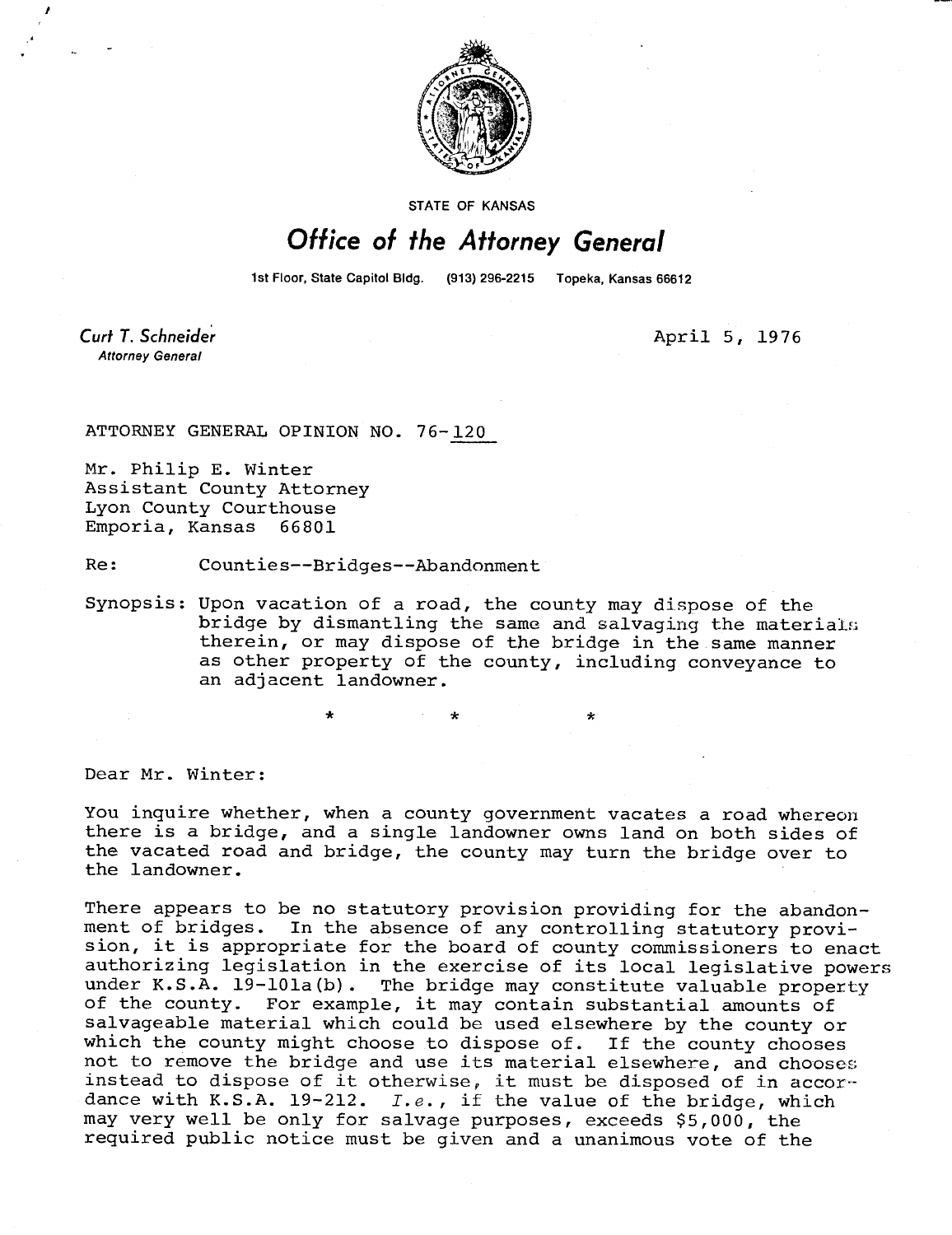STATE OF KANSAS

# Office of the Attorney General

1st Floor, State Capitol Bldg. (913) 296-2215 Topeka, Kansas 66612

*Curt T. Schneider*
*Attorney General*

April 5, 1976

ATTORNEY GENERAL OPINION NO. 76-120

Mr. Philip E. Winter
Assistant County Attorney
Lyon County Courthouse
Emporia, Kansas 66801

Re: Counties--Bridges--Abandonment

Synopsis: Upon vacation of a road, the county may dispose of the bridge by dismantling the same and salvaging the materials therein, or may dispose of the bridge in the same manner as other property of the county, including conveyance to an adjacent landowner.

\* \* \*

Dear Mr. Winter:

You inquire whether, when a county government vacates a road whereon there is a bridge, and a single landowner owns land on both sides of the vacated road and bridge, the county may turn the bridge over to the landowner.

There appears to be no statutory provision providing for the abandonment of bridges. In the absence of any controlling statutory provision, it is appropriate for the board of county commissioners to enact authorizing legislation in the exercise of its local legislative powers under K.S.A. 19-101a(b). The bridge may constitute valuable property of the county. For example, it may contain substantial amounts of salvageable material which could be used elsewhere by the county or which the county might choose to dispose of. If the county chooses not to remove the bridge and use its material elsewhere, and chooses instead to dispose of it otherwise, it must be disposed of in accordance with K.S.A. 19-212. *I.e.*, if the value of the bridge, which may very well be only for salvage purposes, exceeds $5,000, the required public notice must be given and a unanimous vote of the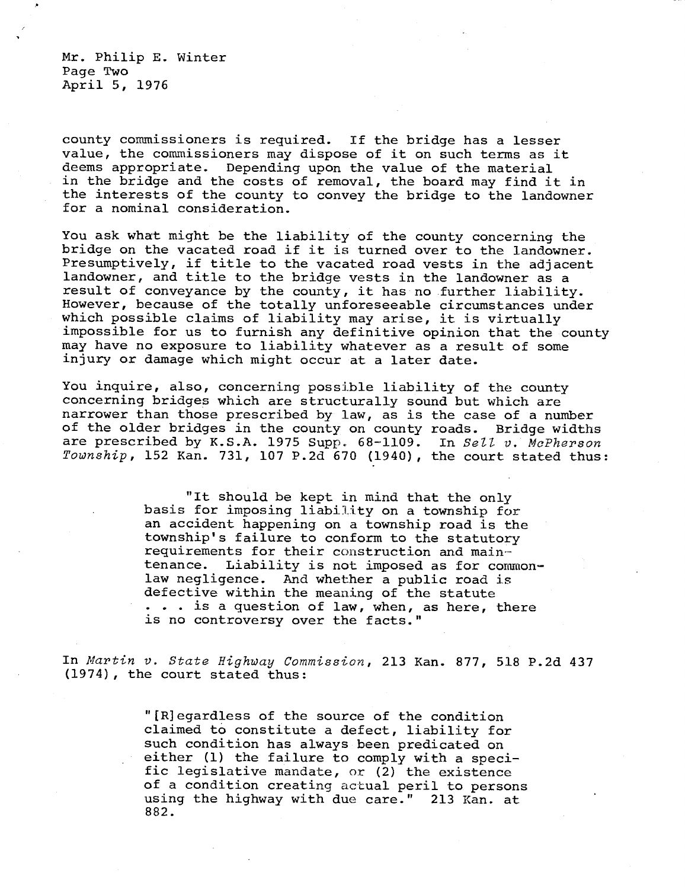county commissioners is required. If the bridge has a lesser value, the commissioners may dispose of it on such terms as it deems appropriate. Depending upon the value of the material in the bridge and the costs of removal, the board may find it in the interests of the county to convey the bridge to the landowner for a nominal consideration.

You ask what might be the liability of the county concerning the bridge on the vacated road if it is turned over to the landowner. Presumptively, if title to the vacated road vests in the adjacent landowner, and title to the bridge vests in the landowner as a result of conveyance by the county, it has no further liability. However, because of the totally unforeseeable circumstances under which possible claims of liability may arise, it is virtually impossible for us to furnish any definitive opinion that the county may have no exposure to liability whatever as a result of some injury or damage which might occur at a later date.

You inquire, also, concerning possible liability of the county concerning bridges which are structurally sound but which are narrower than those prescribed by law, as is the case of a number of the older bridges in the county on county roads. Bridge widths are prescribed by K.S.A. 1975 Supp. 68-1109. In *Sell v. McPherson Township*, 152 Kan. 731, 107 P.2d 670 (1940), the court stated thus:

> "It should be kept in mind that the only basis for imposing liability on a township for an accident happening on a township road is the township's failure to conform to the statutory requirements for their construction and maintenance. Liability is not imposed as for common-law negligence. And whether a public road is defective within the meaning of the statute . . . is a question of law, when, as here, there is no controversy over the facts."

In *Martin v. State Highway Commission*, 213 Kan. 877, 518 P.2d 437 (1974), the court stated thus:

> "[R]egardless of the source of the condition claimed to constitute a defect, liability for such condition has always been predicated on either (1) the failure to comply with a specific legislative mandate, or (2) the existence of a condition creating actual peril to persons using the highway with due care." 213 Kan. at 882.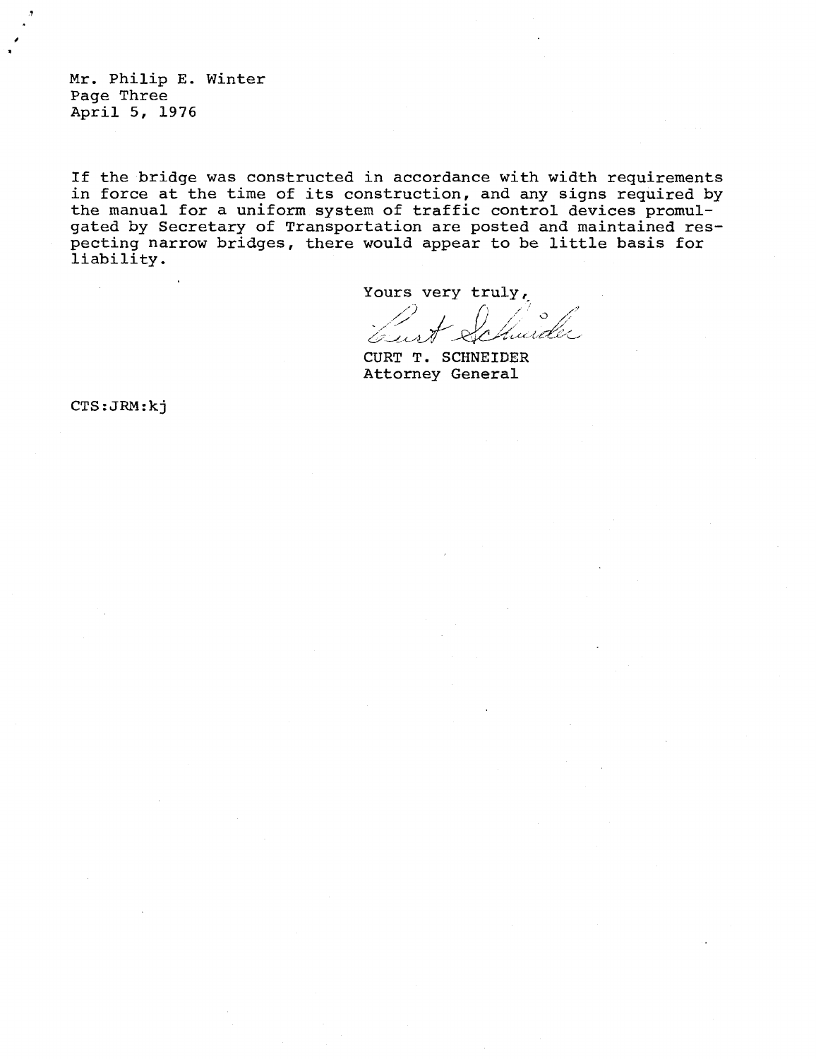Mr. Philip E. Winter
Page Three
April 5, 1976

If the bridge was constructed in accordance with width requirements in force at the time of its construction, and any signs required by the manual for a uniform system of traffic control devices promulgated by Secretary of Transportation are posted and maintained respecting narrow bridges, there would appear to be little basis for liability.

Yours very truly,

CURT T. SCHNEIDER
Attorney General

CTS:JRM:kj